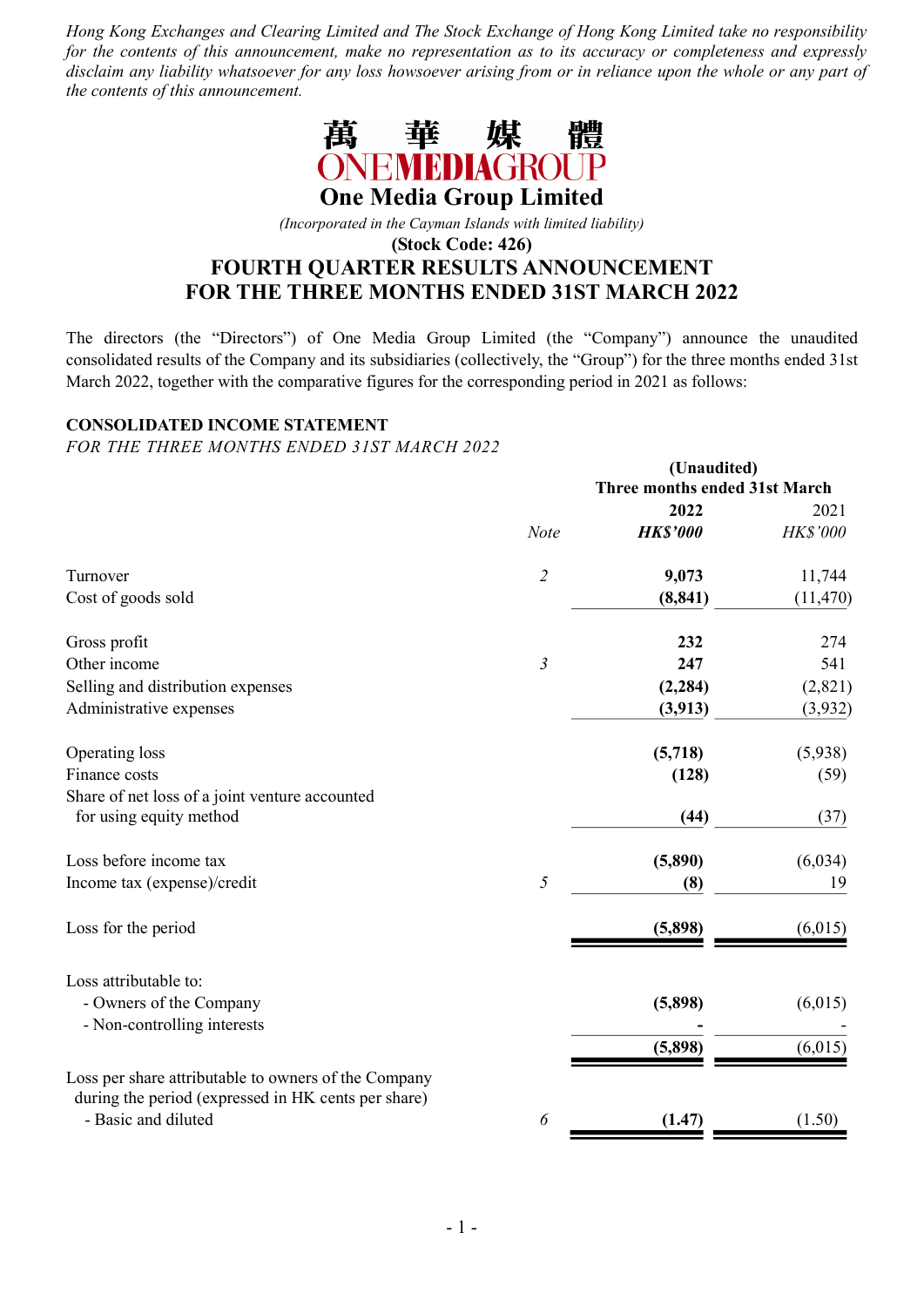*Hong Kong Exchanges and Clearing Limited and The Stock Exchange of Hong Kong Limited take no responsibility for the contents of this announcement, make no representation as to its accuracy or completeness and expressly disclaim any liability whatsoever for any loss howsoever arising from or in reliance upon the whole or any part of the contents of this announcement.*

# 萬華媒體
# ONEMEDIAGROUP
# One Media Group Limited

*(Incorporated in the Cayman Islands with limited liability)*

**(Stock Code: 426)**

## FOURTH QUARTER RESULTS ANNOUNCEMENT FOR THE THREE MONTHS ENDED 31ST MARCH 2022

The directors (the "Directors") of One Media Group Limited (the "Company") announce the unaudited consolidated results of the Company and its subsidiaries (collectively, the "Group") for the three months ended 31st March 2022, together with the comparative figures for the corresponding period in 2021 as follows:

**CONSOLIDATED INCOME STATEMENT**
*FOR THE THREE MONTHS ENDED 31ST MARCH 2022*

| | | (Unaudited) Three months ended 31st March | |
|---|---|---|---|
| | *Note* | **2022** | 2021 |
| | | ***HK$'000*** | *HK$'000* |
| Turnover | *2* | **9,073** | 11,744 |
| Cost of goods sold | | **(8,841)** | (11,470) |
| Gross profit | | **232** | 274 |
| Other income | *3* | **247** | 541 |
| Selling and distribution expenses | | **(2,284)** | (2,821) |
| Administrative expenses | | **(3,913)** | (3,932) |
| Operating loss | | **(5,718)** | (5,938) |
| Finance costs | | **(128)** | (59) |
| Share of net loss of a joint venture accounted for using equity method | | **(44)** | (37) |
| Loss before income tax | | **(5,890)** | (6,034) |
| Income tax (expense)/credit | *5* | **(8)** | 19 |
| Loss for the period | | **(5,898)** | (6,015) |
| Loss attributable to: | | | |
| - Owners of the Company | | **(5,898)** | (6,015) |
| - Non-controlling interests | | **-** | - |
| | | **(5,898)** | (6,015) |
| Loss per share attributable to owners of the Company during the period (expressed in HK cents per share) | | | |
| - Basic and diluted | *6* | **(1.47)** | (1.50) |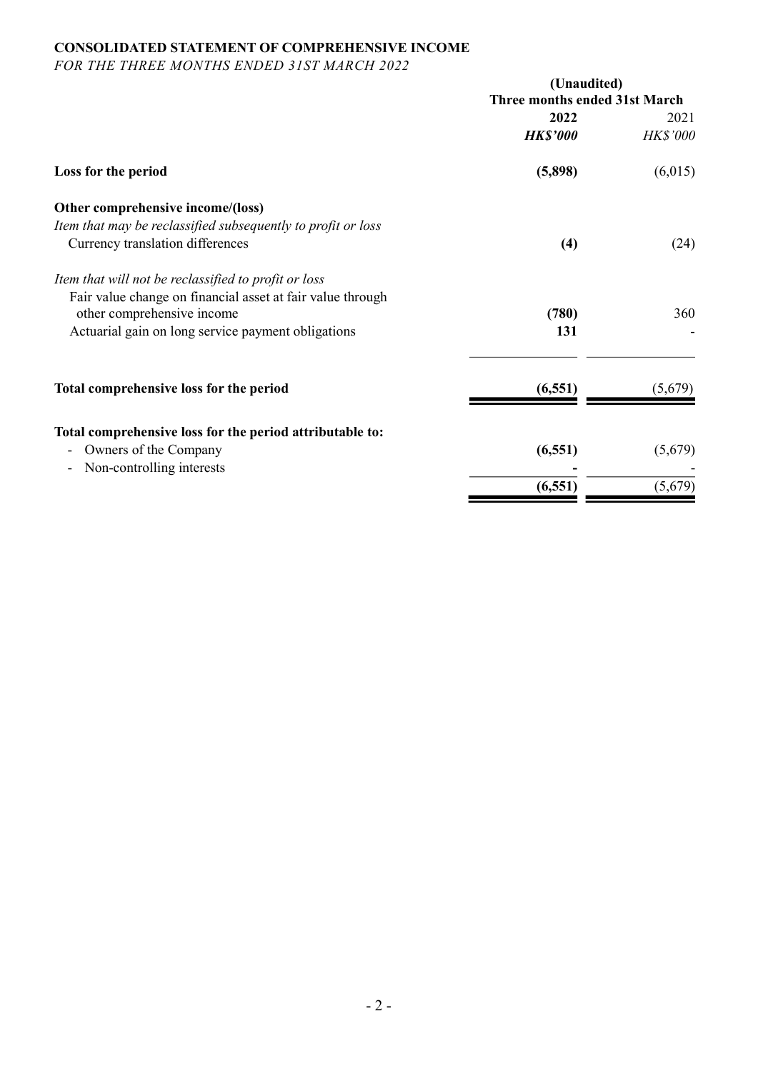**CONSOLIDATED STATEMENT OF COMPREHENSIVE INCOME**

*FOR THE THREE MONTHS ENDED 31ST MARCH 2022*

| | (Unaudited) Three months ended 31st March | |
|---|---|---|
| | **2022** | 2021 |
| | ***HK$'000*** | *HK$'000* |
| **Loss for the period** | **(5,898)** | (6,015) |
| **Other comprehensive income/(loss)** | | |
| *Item that may be reclassified subsequently to profit or loss* | | |
| Currency translation differences | **(4)** | (24) |
| *Item that will not be reclassified to profit or loss* | | |
| Fair value change on financial asset at fair value through other comprehensive income | **(780)** | 360 |
| Actuarial gain on long service payment obligations | **131** | - |
| **Total comprehensive loss for the period** | **(6,551)** | (5,679) |
| **Total comprehensive loss for the period attributable to:** | | |
| - Owners of the Company | **(6,551)** | (5,679) |
| - Non-controlling interests | **-** | - |
| | **(6,551)** | (5,679) |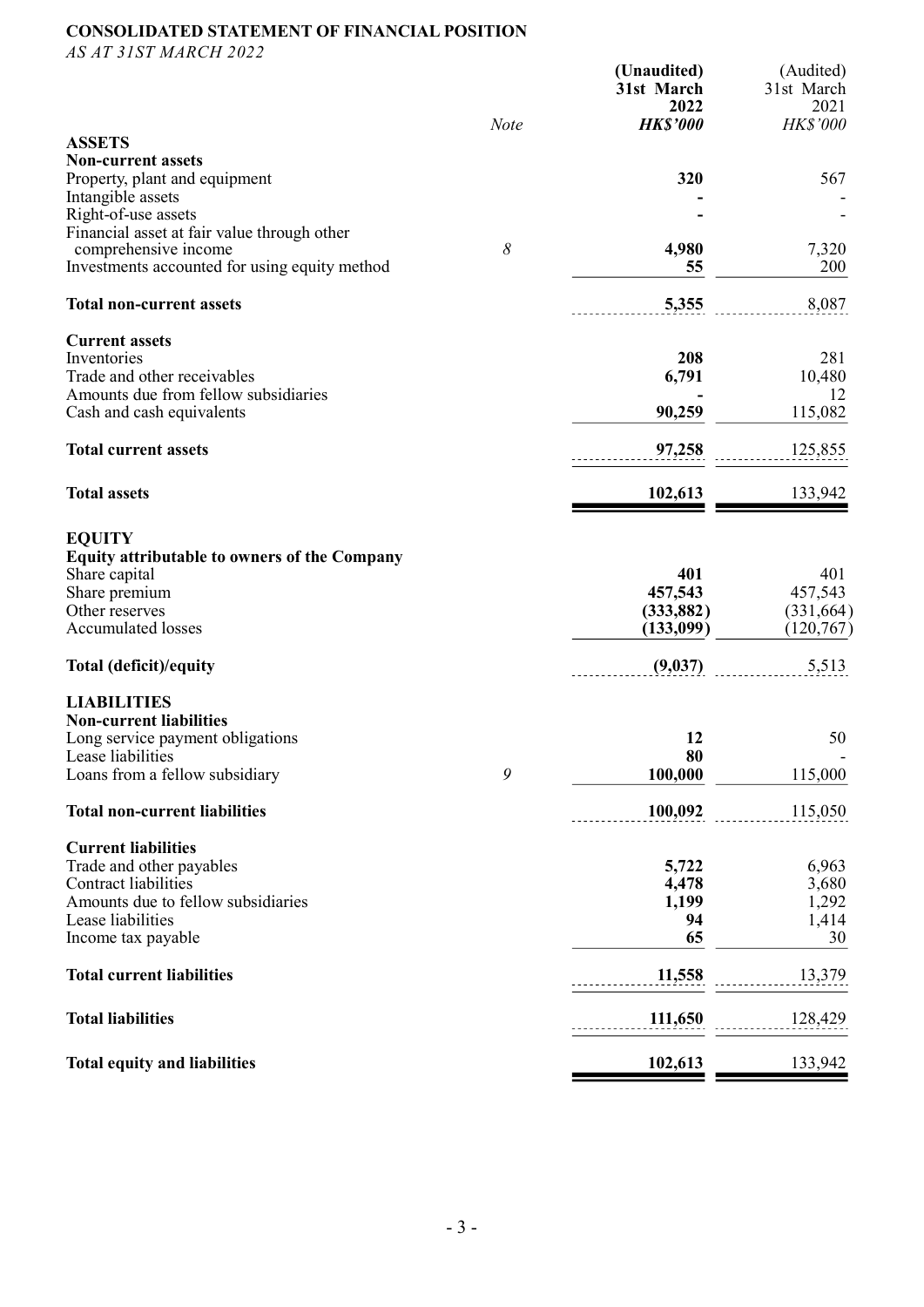**CONSOLIDATED STATEMENT OF FINANCIAL POSITION**

*AS AT 31ST MARCH 2022*

| | Note | (Unaudited) 31st March 2022 HK$'000 | (Audited) 31st March 2021 HK$'000 |
|---|---|---|---|
| **ASSETS** | | | |
| **Non-current assets** | | | |
| Property, plant and equipment | | **320** | 567 |
| Intangible assets | | **-** | - |
| Right-of-use assets | | **-** | - |
| Financial asset at fair value through other comprehensive income | 8 | **4,980** | 7,320 |
| Investments accounted for using equity method | | **55** | 200 |
| **Total non-current assets** | | **5,355** | 8,087 |
| **Current assets** | | | |
| Inventories | | **208** | 281 |
| Trade and other receivables | | **6,791** | 10,480 |
| Amounts due from fellow subsidiaries | | **-** | 12 |
| Cash and cash equivalents | | **90,259** | 115,082 |
| **Total current assets** | | **97,258** | 125,855 |
| **Total assets** | | **102,613** | 133,942 |
| **EQUITY** | | | |
| **Equity attributable to owners of the Company** | | | |
| Share capital | | **401** | 401 |
| Share premium | | **457,543** | 457,543 |
| Other reserves | | **(333,882)** | (331,664) |
| Accumulated losses | | **(133,099)** | (120,767) |
| **Total (deficit)/equity** | | **(9,037)** | 5,513 |
| **LIABILITIES** | | | |
| **Non-current liabilities** | | | |
| Long service payment obligations | | **12** | 50 |
| Lease liabilities | | **80** | - |
| Loans from a fellow subsidiary | 9 | **100,000** | 115,000 |
| **Total non-current liabilities** | | **100,092** | 115,050 |
| **Current liabilities** | | | |
| Trade and other payables | | **5,722** | 6,963 |
| Contract liabilities | | **4,478** | 3,680 |
| Amounts due to fellow subsidiaries | | **1,199** | 1,292 |
| Lease liabilities | | **94** | 1,414 |
| Income tax payable | | **65** | 30 |
| **Total current liabilities** | | **11,558** | 13,379 |
| **Total liabilities** | | **111,650** | 128,429 |
| **Total equity and liabilities** | | **102,613** | 133,942 |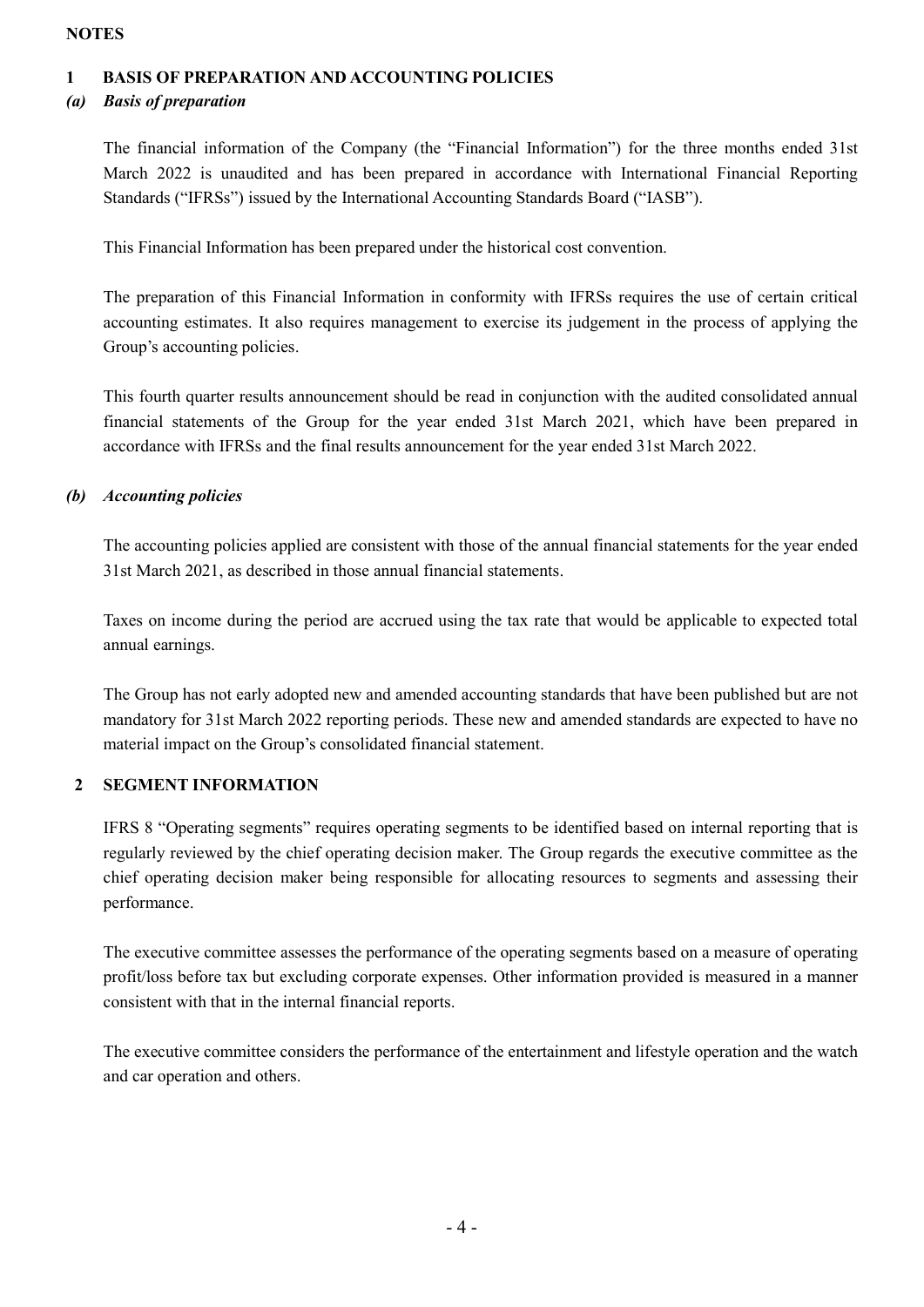**NOTES**

## 1 BASIS OF PREPARATION AND ACCOUNTING POLICIES

### *(a) Basis of preparation*

The financial information of the Company (the "Financial Information") for the three months ended 31st March 2022 is unaudited and has been prepared in accordance with International Financial Reporting Standards ("IFRSs") issued by the International Accounting Standards Board ("IASB").

This Financial Information has been prepared under the historical cost convention.

The preparation of this Financial Information in conformity with IFRSs requires the use of certain critical accounting estimates. It also requires management to exercise its judgement in the process of applying the Group's accounting policies.

This fourth quarter results announcement should be read in conjunction with the audited consolidated annual financial statements of the Group for the year ended 31st March 2021, which have been prepared in accordance with IFRSs and the final results announcement for the year ended 31st March 2022.

### *(b) Accounting policies*

The accounting policies applied are consistent with those of the annual financial statements for the year ended 31st March 2021, as described in those annual financial statements.

Taxes on income during the period are accrued using the tax rate that would be applicable to expected total annual earnings.

The Group has not early adopted new and amended accounting standards that have been published but are not mandatory for 31st March 2022 reporting periods. These new and amended standards are expected to have no material impact on the Group's consolidated financial statement.

## 2 SEGMENT INFORMATION

IFRS 8 "Operating segments" requires operating segments to be identified based on internal reporting that is regularly reviewed by the chief operating decision maker. The Group regards the executive committee as the chief operating decision maker being responsible for allocating resources to segments and assessing their performance.

The executive committee assesses the performance of the operating segments based on a measure of operating profit/loss before tax but excluding corporate expenses. Other information provided is measured in a manner consistent with that in the internal financial reports.

The executive committee considers the performance of the entertainment and lifestyle operation and the watch and car operation and others.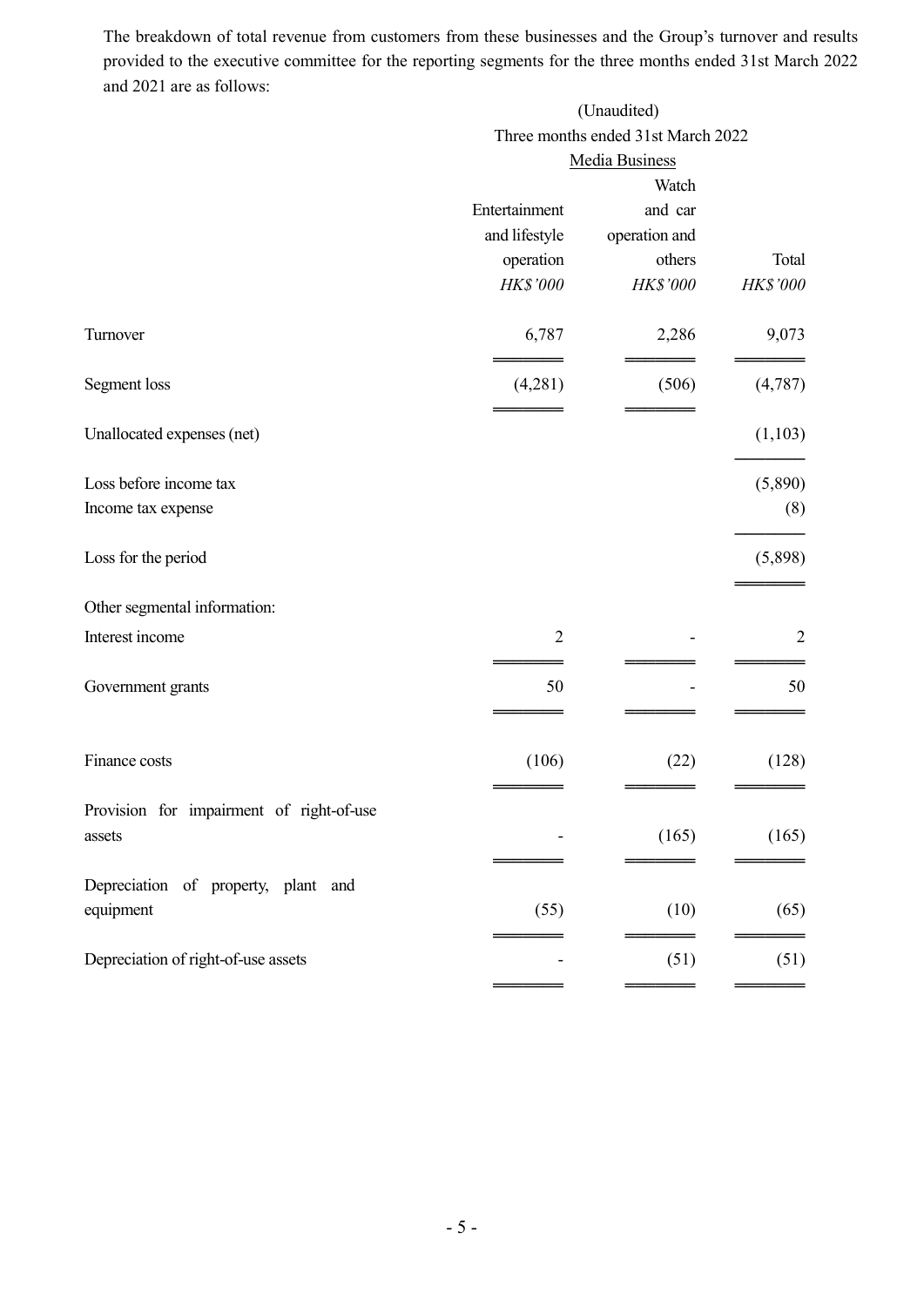The breakdown of total revenue from customers from these businesses and the Group's turnover and results provided to the executive committee for the reporting segments for the three months ended 31st March 2022 and 2021 are as follows:

| | (Unaudited) Three months ended 31st March 2022 | | |
|---|---|---|---|
| | Media Business | | |
| | Entertainment and lifestyle operation | Watch and car operation and others | Total |
| | *HK$'000* | *HK$'000* | *HK$'000* |
| Turnover | 6,787 | 2,286 | 9,073 |
| Segment loss | (4,281) | (506) | (4,787) |
| Unallocated expenses (net) | | | (1,103) |
| Loss before income tax | | | (5,890) |
| Income tax expense | | | (8) |
| Loss for the period | | | (5,898) |
| Other segmental information: | | | |
| Interest income | 2 | - | 2 |
| Government grants | 50 | - | 50 |
| Finance costs | (106) | (22) | (128) |
| Provision for impairment of right-of-use assets | - | (165) | (165) |
| Depreciation of property, plant and equipment | (55) | (10) | (65) |
| Depreciation of right-of-use assets | - | (51) | (51) |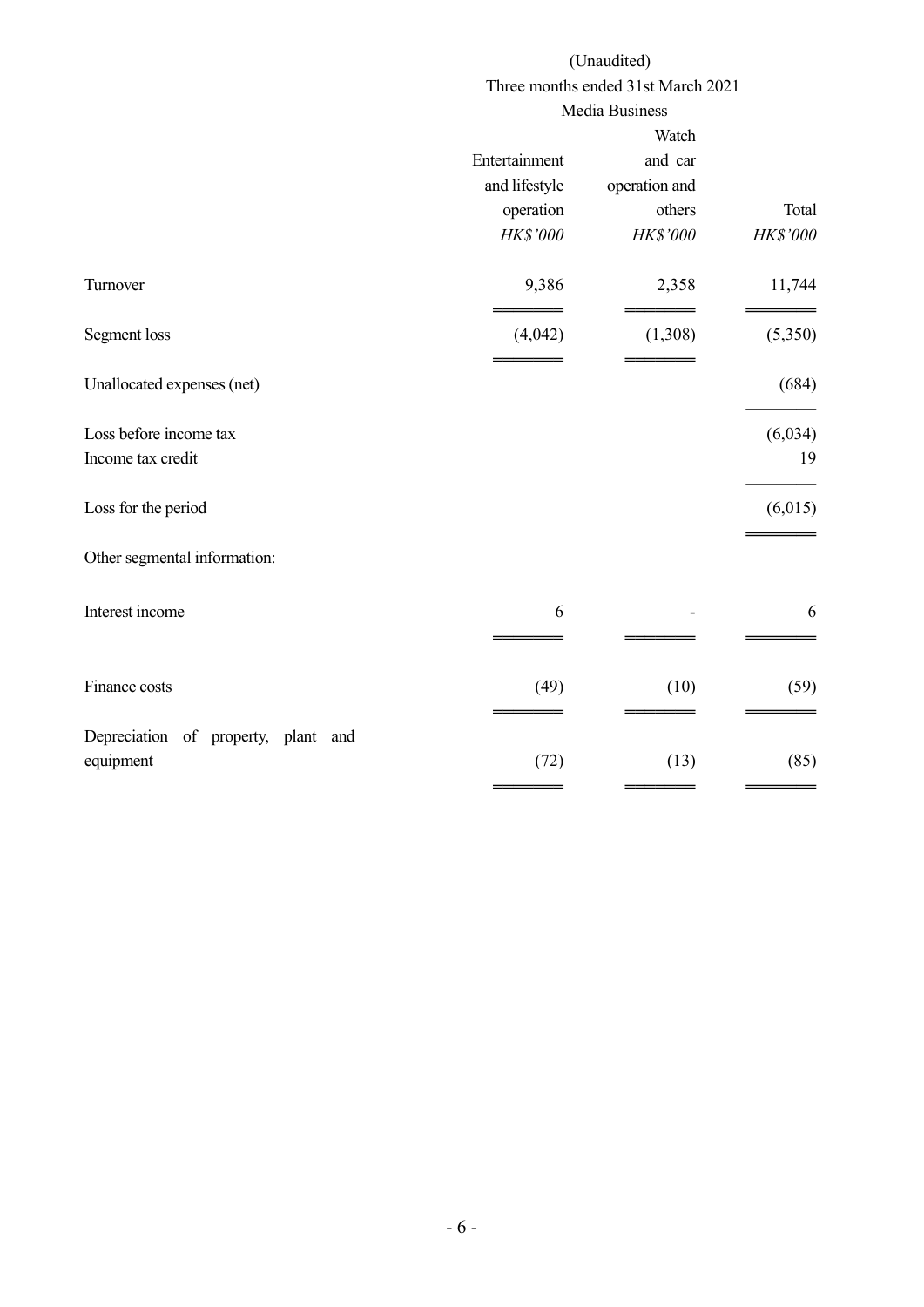| | (Unaudited) Three months ended 31st March 2021 | | |
|---|---|---|---|
| | Media Business | | |
| | Entertainment and lifestyle operation | Watch and car operation and others | Total |
| | *HK$'000* | *HK$'000* | *HK$'000* |
| Turnover | 9,386 | 2,358 | 11,744 |
| Segment loss | (4,042) | (1,308) | (5,350) |
| Unallocated expenses (net) | | | (684) |
| Loss before income tax | | | (6,034) |
| Income tax credit | | | 19 |
| Loss for the period | | | (6,015) |
| Other segmental information: | | | |
| Interest income | 6 | - | 6 |
| Finance costs | (49) | (10) | (59) |
| Depreciation of property, plant and equipment | (72) | (13) | (85) |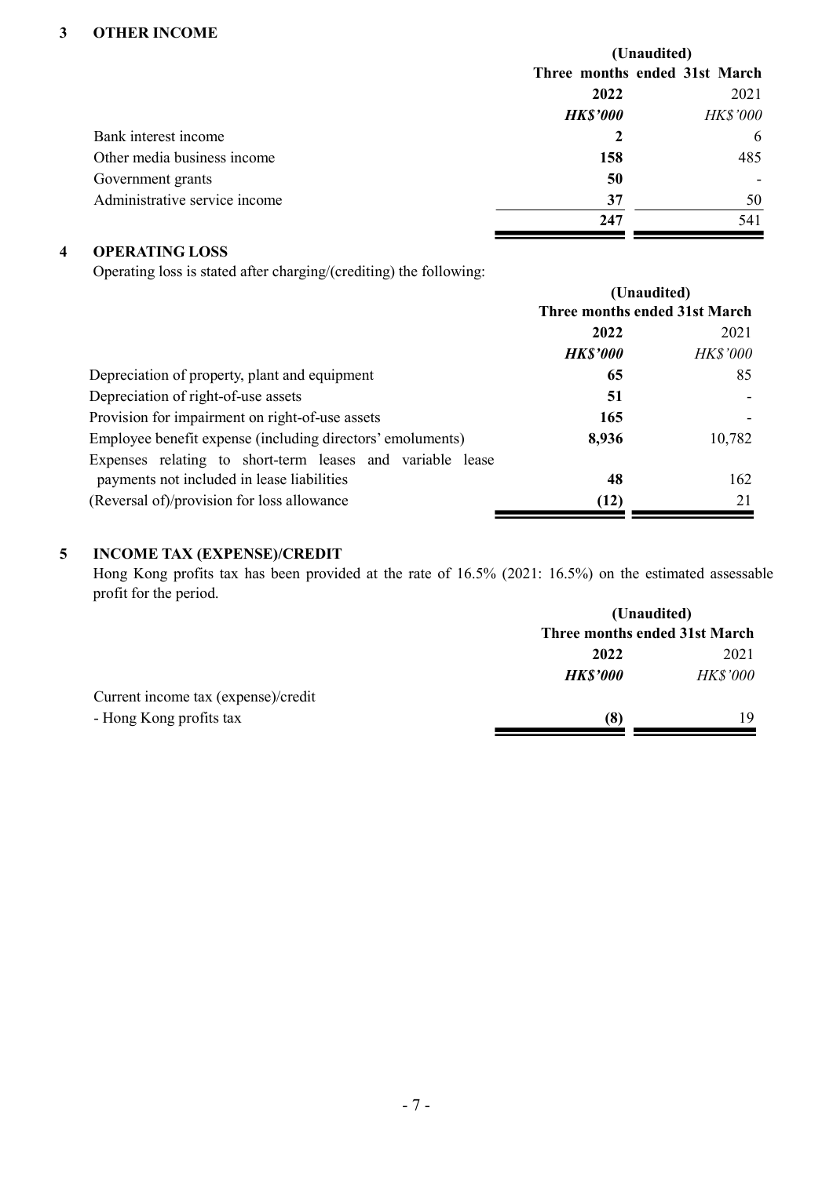## 3 OTHER INCOME

| | (Unaudited) Three months ended 31st March | |
|---|---|---|
| | **2022** | 2021 |
| | ***HK$'000*** | *HK$'000* |
| Bank interest income | **2** | 6 |
| Other media business income | **158** | 485 |
| Government grants | **50** | - |
| Administrative service income | **37** | 50 |
| | **247** | 541 |

## 4 OPERATING LOSS

Operating loss is stated after charging/(crediting) the following:

| | (Unaudited) Three months ended 31st March | |
|---|---|---|
| | **2022** | 2021 |
| | ***HK$'000*** | *HK$'000* |
| Depreciation of property, plant and equipment | **65** | 85 |
| Depreciation of right-of-use assets | **51** | - |
| Provision for impairment on right-of-use assets | **165** | - |
| Employee benefit expense (including directors' emoluments) | **8,936** | 10,782 |
| Expenses relating to short-term leases and variable lease payments not included in lease liabilities | **48** | 162 |
| (Reversal of)/provision for loss allowance | **(12)** | 21 |

## 5 INCOME TAX (EXPENSE)/CREDIT

Hong Kong profits tax has been provided at the rate of 16.5% (2021: 16.5%) on the estimated assessable profit for the period.

| | (Unaudited) Three months ended 31st March | |
|---|---|---|
| | **2022** | 2021 |
| | ***HK$'000*** | *HK$'000* |
| Current income tax (expense)/credit | | |
| - Hong Kong profits tax | **(8)** | 19 |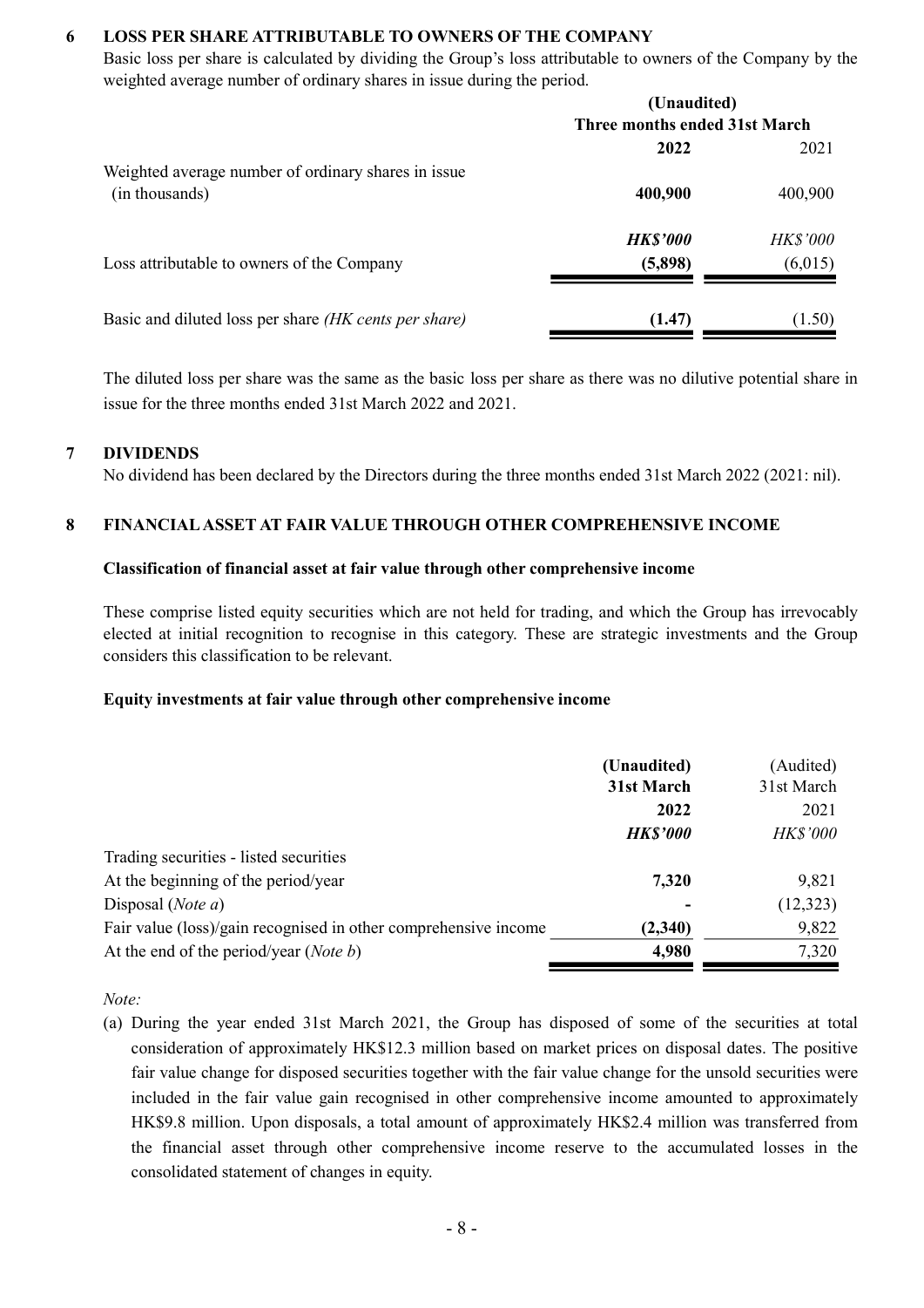## 6 LOSS PER SHARE ATTRIBUTABLE TO OWNERS OF THE COMPANY

Basic loss per share is calculated by dividing the Group's loss attributable to owners of the Company by the weighted average number of ordinary shares in issue during the period.

| | (Unaudited) | |
|---|---|---|
| | Three months ended 31st March | |
| | **2022** | 2021 |
| Weighted average number of ordinary shares in issue (in thousands) | **400,900** | 400,900 |
| | ***HK$'000*** | *HK$'000* |
| Loss attributable to owners of the Company | **(5,898)** | (6,015) |
| Basic and diluted loss per share *(HK cents per share)* | **(1.47)** | (1.50) |

The diluted loss per share was the same as the basic loss per share as there was no dilutive potential share in issue for the three months ended 31st March 2022 and 2021.

## 7 DIVIDENDS

No dividend has been declared by the Directors during the three months ended 31st March 2022 (2021: nil).

## 8 FINANCIAL ASSET AT FAIR VALUE THROUGH OTHER COMPREHENSIVE INCOME

**Classification of financial asset at fair value through other comprehensive income**

These comprise listed equity securities which are not held for trading, and which the Group has irrevocably elected at initial recognition to recognise in this category. These are strategic investments and the Group considers this classification to be relevant.

**Equity investments at fair value through other comprehensive income**

| | **(Unaudited)** | (Audited) |
|---|---|---|
| | **31st March** | 31st March |
| | **2022** | 2021 |
| | ***HK$'000*** | *HK$'000* |
| Trading securities - listed securities | | |
| At the beginning of the period/year | **7,320** | 9,821 |
| Disposal (*Note a*) | **-** | (12,323) |
| Fair value (loss)/gain recognised in other comprehensive income | **(2,340)** | 9,822 |
| At the end of the period/year (*Note b*) | **4,980** | 7,320 |

*Note:*

(a) During the year ended 31st March 2021, the Group has disposed of some of the securities at total consideration of approximately HK$12.3 million based on market prices on disposal dates. The positive fair value change for disposed securities together with the fair value change for the unsold securities were included in the fair value gain recognised in other comprehensive income amounted to approximately HK$9.8 million. Upon disposals, a total amount of approximately HK$2.4 million was transferred from the financial asset through other comprehensive income reserve to the accumulated losses in the consolidated statement of changes in equity.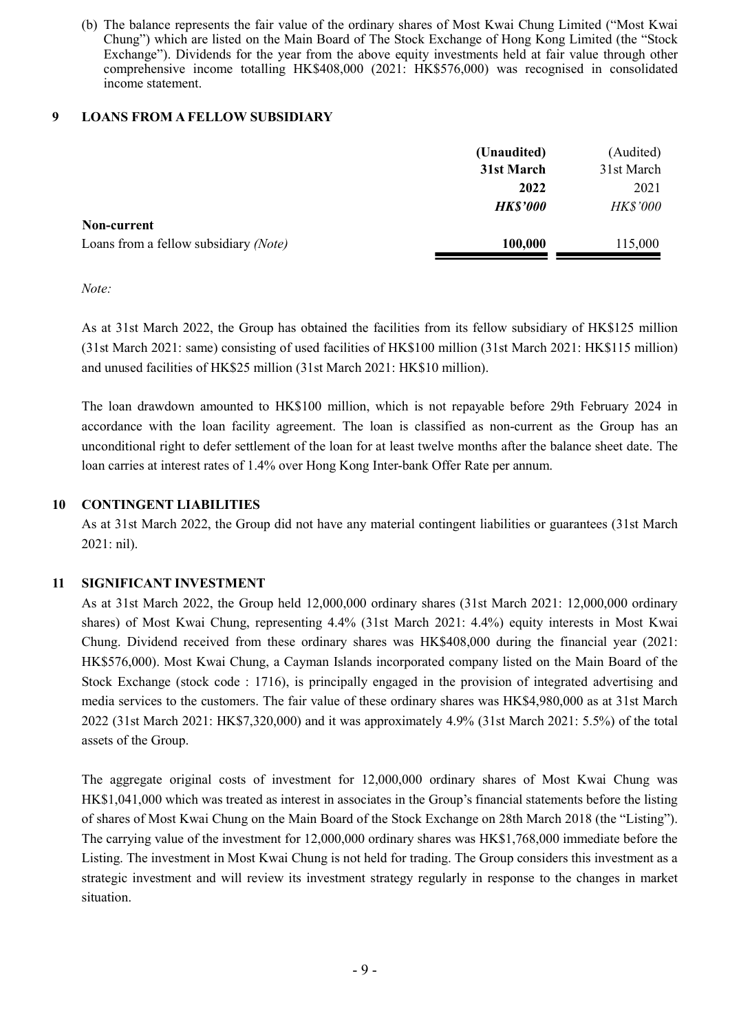(b) The balance represents the fair value of the ordinary shares of Most Kwai Chung Limited ("Most Kwai Chung") which are listed on the Main Board of The Stock Exchange of Hong Kong Limited (the "Stock Exchange"). Dividends for the year from the above equity investments held at fair value through other comprehensive income totalling HK$408,000 (2021: HK$576,000) was recognised in consolidated income statement.

## 9 LOANS FROM A FELLOW SUBSIDIARY

| | **(Unaudited)** | (Audited) |
|---|---|---|
| | **31st March** | 31st March |
| | **2022** | 2021 |
| | ***HK$'000*** | *HK$'000* |
| **Non-current** | | |
| Loans from a fellow subsidiary *(Note)* | **100,000** | 115,000 |

*Note:*

As at 31st March 2022, the Group has obtained the facilities from its fellow subsidiary of HK$125 million (31st March 2021: same) consisting of used facilities of HK$100 million (31st March 2021: HK$115 million) and unused facilities of HK$25 million (31st March 2021: HK$10 million).

The loan drawdown amounted to HK$100 million, which is not repayable before 29th February 2024 in accordance with the loan facility agreement. The loan is classified as non-current as the Group has an unconditional right to defer settlement of the loan for at least twelve months after the balance sheet date. The loan carries at interest rates of 1.4% over Hong Kong Inter-bank Offer Rate per annum.

## 10 CONTINGENT LIABILITIES

As at 31st March 2022, the Group did not have any material contingent liabilities or guarantees (31st March 2021: nil).

## 11 SIGNIFICANT INVESTMENT

As at 31st March 2022, the Group held 12,000,000 ordinary shares (31st March 2021: 12,000,000 ordinary shares) of Most Kwai Chung, representing 4.4% (31st March 2021: 4.4%) equity interests in Most Kwai Chung. Dividend received from these ordinary shares was HK$408,000 during the financial year (2021: HK$576,000). Most Kwai Chung, a Cayman Islands incorporated company listed on the Main Board of the Stock Exchange (stock code : 1716), is principally engaged in the provision of integrated advertising and media services to the customers. The fair value of these ordinary shares was HK$4,980,000 as at 31st March 2022 (31st March 2021: HK$7,320,000) and it was approximately 4.9% (31st March 2021: 5.5%) of the total assets of the Group.

The aggregate original costs of investment for 12,000,000 ordinary shares of Most Kwai Chung was HK$1,041,000 which was treated as interest in associates in the Group's financial statements before the listing of shares of Most Kwai Chung on the Main Board of the Stock Exchange on 28th March 2018 (the "Listing"). The carrying value of the investment for 12,000,000 ordinary shares was HK$1,768,000 immediate before the Listing. The investment in Most Kwai Chung is not held for trading. The Group considers this investment as a strategic investment and will review its investment strategy regularly in response to the changes in market situation.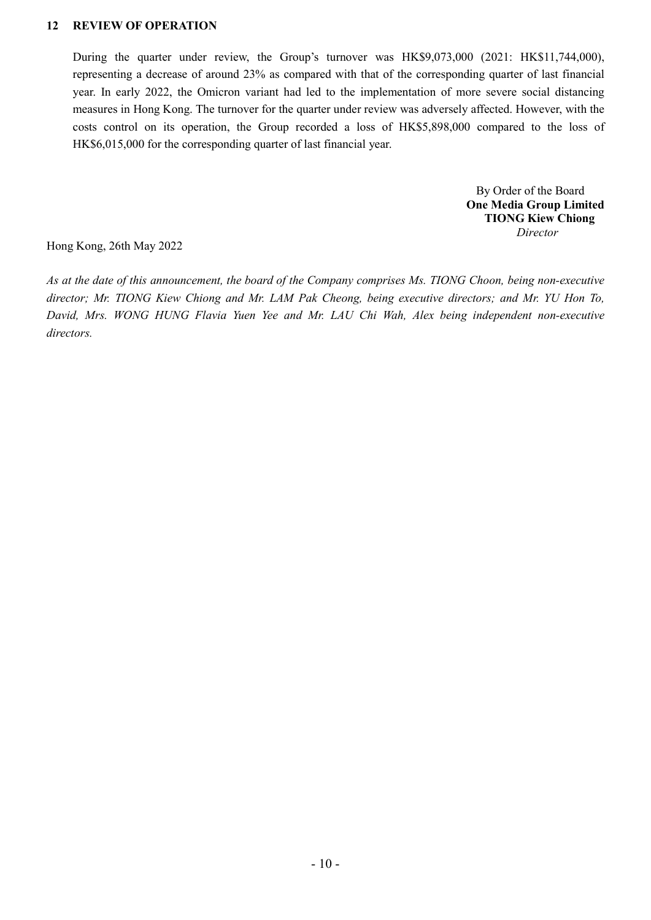## 12 REVIEW OF OPERATION

During the quarter under review, the Group's turnover was HK$9,073,000 (2021: HK$11,744,000), representing a decrease of around 23% as compared with that of the corresponding quarter of last financial year. In early 2022, the Omicron variant had led to the implementation of more severe social distancing measures in Hong Kong. The turnover for the quarter under review was adversely affected. However, with the costs control on its operation, the Group recorded a loss of HK$5,898,000 compared to the loss of HK$6,015,000 for the corresponding quarter of last financial year.

By Order of the Board  
**One Media Group Limited**  
**TIONG Kiew Chiong**  
*Director*

Hong Kong, 26th May 2022

*As at the date of this announcement, the board of the Company comprises Ms. TIONG Choon, being non-executive director; Mr. TIONG Kiew Chiong and Mr. LAM Pak Cheong, being executive directors; and Mr. YU Hon To, David, Mrs. WONG HUNG Flavia Yuen Yee and Mr. LAU Chi Wah, Alex being independent non-executive directors.*